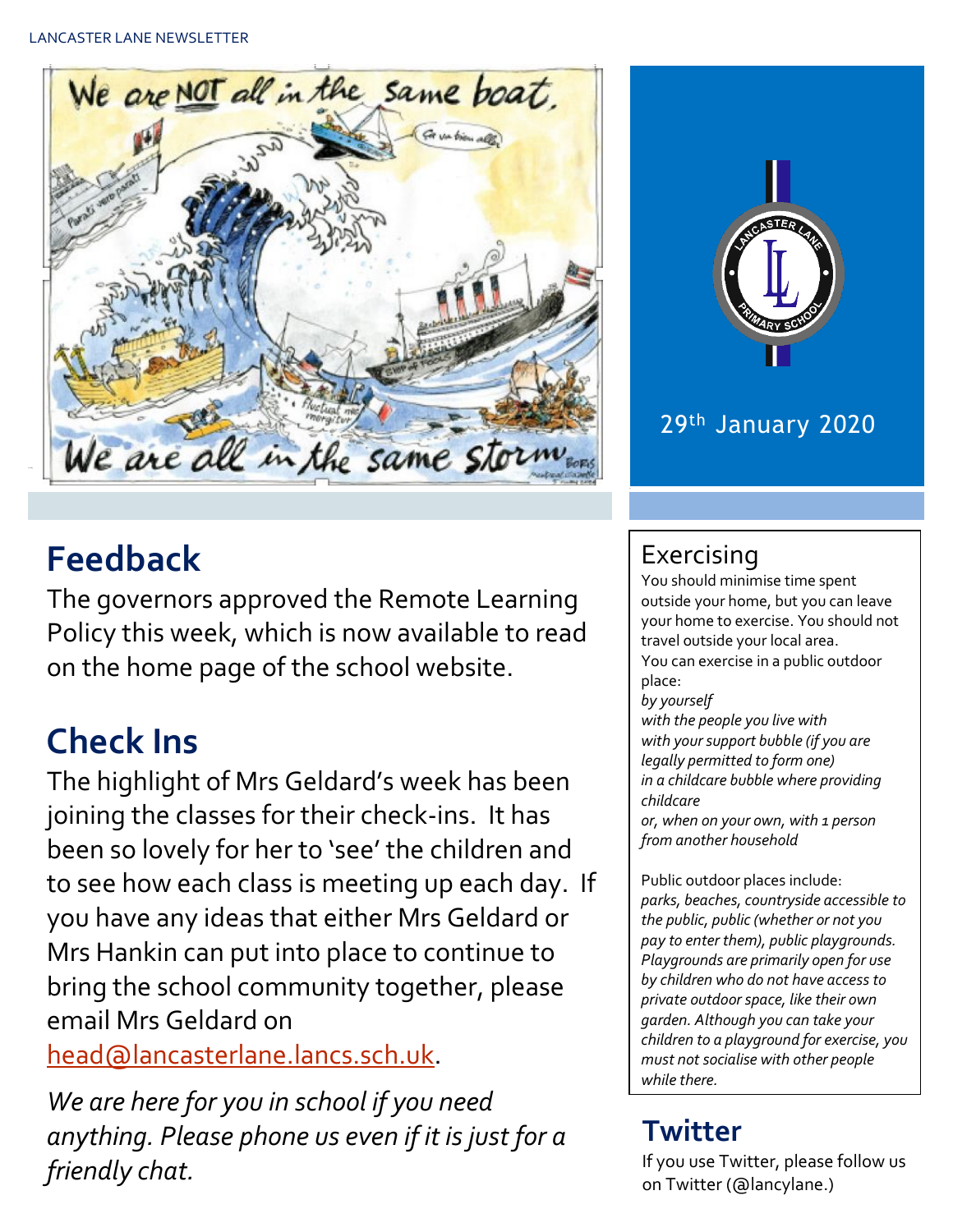LANCASTER LANE NEWSLETTER

29th January 2020

## Feedback

The governors approved the Remote Learning Policy this week, which is now available to read on the home page of the school website.

## Check Ins

The highlight of Mrs Geldard's week has been joining the classes for their check-ins. It has been so lovely for her to 'see' the children and to see how each class is meeting up each day. If you have any ideas that either Mrs Geldard or Mrs Hankin can put into place to continue to bring the school community together, please email Mrs Geldard on head@lancasterlane.lancs.sch.uk.

*We are here for you in school if you need anything. Please phone us even if it is just for a friendly chat.*

### Exercising

You should minimise time spent outside your home, but you can leave your home to exercise. You should not travel outside your local area.
You can exercise in a public outdoor place:
*by yourself*
*with the people you live with*
*with your support bubble (if you are legally permitted to form one)*
*in a childcare bubble where providing childcare*
*or, when on your own, with 1 person from another household*

Public outdoor places include:
*parks, beaches, countryside accessible to the public, public (whether or not you pay to enter them), public playgrounds. Playgrounds are primarily open for use by children who do not have access to private outdoor space, like their own garden. Although you can take your children to a playground for exercise, you must not socialise with other people while there.*

## Twitter

If you use Twitter, please follow us on Twitter (@lancylane.)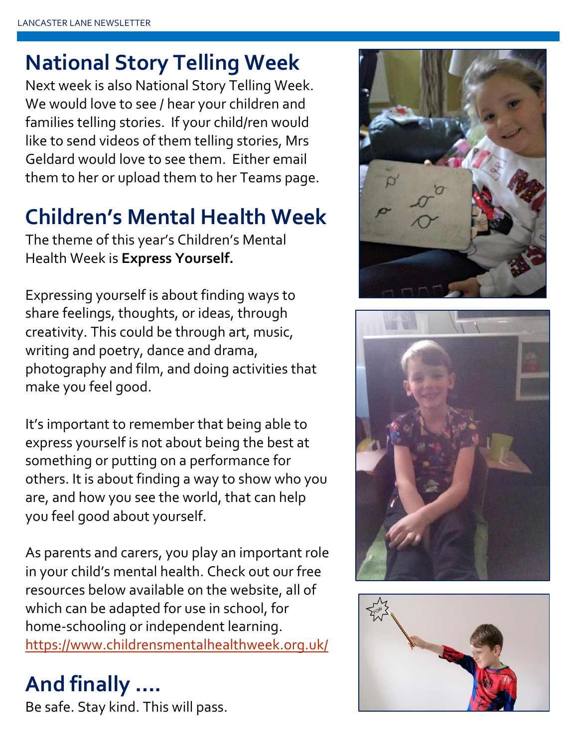## National Story Telling Week

Next week is also National Story Telling Week. We would love to see / hear your children and families telling stories. If your child/ren would like to send videos of them telling stories, Mrs Geldard would love to see them. Either email them to her or upload them to her Teams page.

## Children's Mental Health Week

The theme of this year's Children's Mental Health Week is **Express Yourself.**

Expressing yourself is about finding ways to share feelings, thoughts, or ideas, through creativity. This could be through art, music, writing and poetry, dance and drama, photography and film, and doing activities that make you feel good.

It's important to remember that being able to express yourself is not about being the best at something or putting on a performance for others. It is about finding a way to show who you are, and how you see the world, that can help you feel good about yourself.

As parents and carers, you play an important role in your child's mental health. Check out our free resources below available on the website, all of which can be adapted for use in school, for home-schooling or independent learning. https://www.childrensmentalhealthweek.org.uk/

## And finally ....

Be safe. Stay kind. This will pass.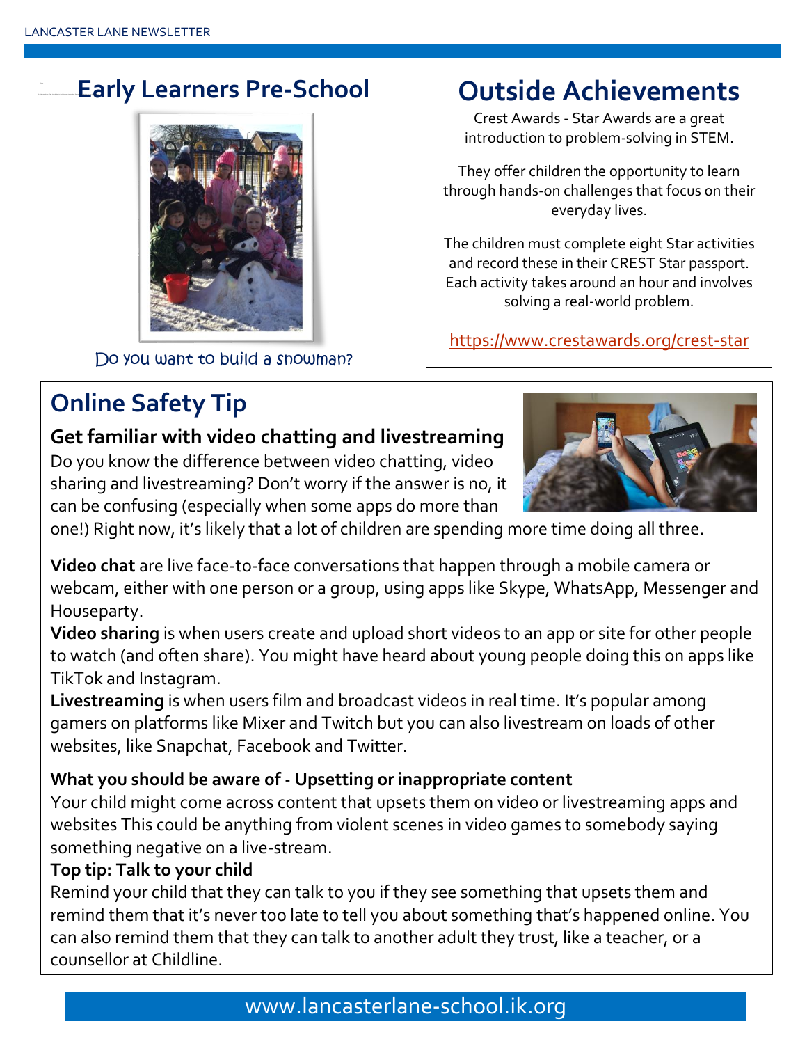## Early Learners Pre-School

Do you want to build a snowman?

## Outside Achievements

Crest Awards - Star Awards are a great introduction to problem-solving in STEM.

They offer children the opportunity to learn through hands-on challenges that focus on their everyday lives.

The children must complete eight Star activities and record these in their CREST Star passport. Each activity takes around an hour and involves solving a real-world problem.

https://www.crestawards.org/crest-star

## Online Safety Tip

### Get familiar with video chatting and livestreaming

Do you know the difference between video chatting, video sharing and livestreaming? Don't worry if the answer is no, it can be confusing (especially when some apps do more than one!) Right now, it's likely that a lot of children are spending more time doing all three.

**Video chat** are live face-to-face conversations that happen through a mobile camera or webcam, either with one person or a group, using apps like Skype, WhatsApp, Messenger and Houseparty.

**Video sharing** is when users create and upload short videos to an app or site for other people to watch (and often share). You might have heard about young people doing this on apps like TikTok and Instagram.

**Livestreaming** is when users film and broadcast videos in real time. It's popular among gamers on platforms like Mixer and Twitch but you can also livestream on loads of other websites, like Snapchat, Facebook and Twitter.

**What you should be aware of - Upsetting or inappropriate content**

Your child might come across content that upsets them on video or livestreaming apps and websites This could be anything from violent scenes in video games to somebody saying something negative on a live-stream.

**Top tip: Talk to your child**

Remind your child that they can talk to you if they see something that upsets them and remind them that it's never too late to tell you about something that's happened online. You can also remind them that they can talk to another adult they trust, like a teacher, or a counsellor at Childline.